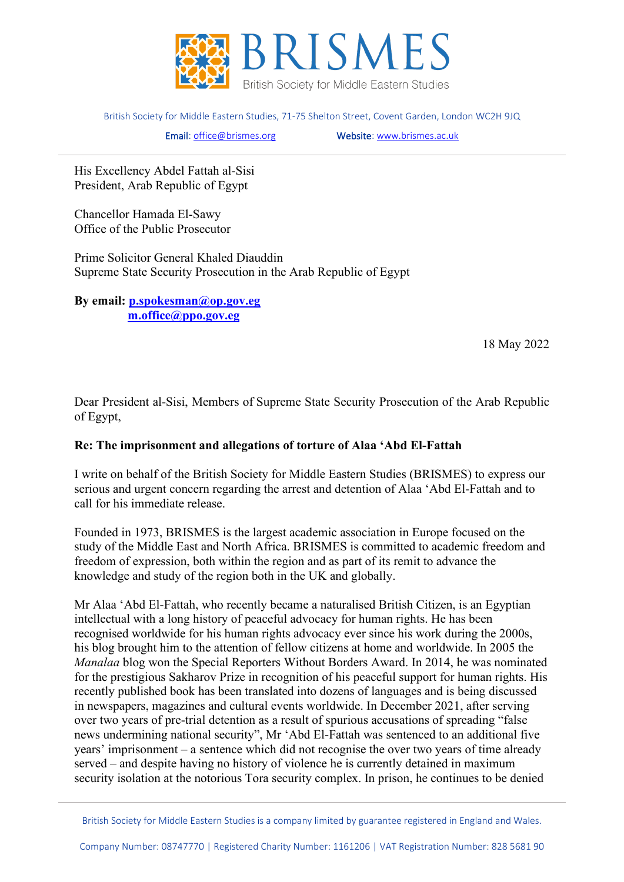BRISMES

British Society for Middle Eastern Studies

British Society for Middle Eastern Studies, 71-75 Shelton Street, Covent Garden, London WC2H 9JQ

**Email**: office@brismes.org **Website**: www.brismes.ac.uk

His Excellency Abdel Fattah al-Sisi
President, Arab Republic of Egypt

Chancellor Hamada El-Sawy
Office of the Public Prosecutor

Prime Solicitor General Khaled Diauddin
Supreme State Security Prosecution in the Arab Republic of Egypt

**By email: p.spokesman@op.gov.eg**
**m.office@ppo.gov.eg**

18 May 2022

Dear President al-Sisi, Members of Supreme State Security Prosecution of the Arab Republic of Egypt,

**Re: The imprisonment and allegations of torture of Alaa 'Abd El-Fattah**

I write on behalf of the British Society for Middle Eastern Studies (BRISMES) to express our serious and urgent concern regarding the arrest and detention of Alaa 'Abd El-Fattah and to call for his immediate release.

Founded in 1973, BRISMES is the largest academic association in Europe focused on the study of the Middle East and North Africa. BRISMES is committed to academic freedom and freedom of expression, both within the region and as part of its remit to advance the knowledge and study of the region both in the UK and globally.

Mr Alaa 'Abd El-Fattah, who recently became a naturalised British Citizen, is an Egyptian intellectual with a long history of peaceful advocacy for human rights. He has been recognised worldwide for his human rights advocacy ever since his work during the 2000s, his blog brought him to the attention of fellow citizens at home and worldwide. In 2005 the *Manalaa* blog won the Special Reporters Without Borders Award. In 2014, he was nominated for the prestigious Sakharov Prize in recognition of his peaceful support for human rights. His recently published book has been translated into dozens of languages and is being discussed in newspapers, magazines and cultural events worldwide. In December 2021, after serving over two years of pre-trial detention as a result of spurious accusations of spreading "false news undermining national security", Mr 'Abd El-Fattah was sentenced to an additional five years' imprisonment – a sentence which did not recognise the over two years of time already served – and despite having no history of violence he is currently detained in maximum security isolation at the notorious Tora security complex. In prison, he continues to be denied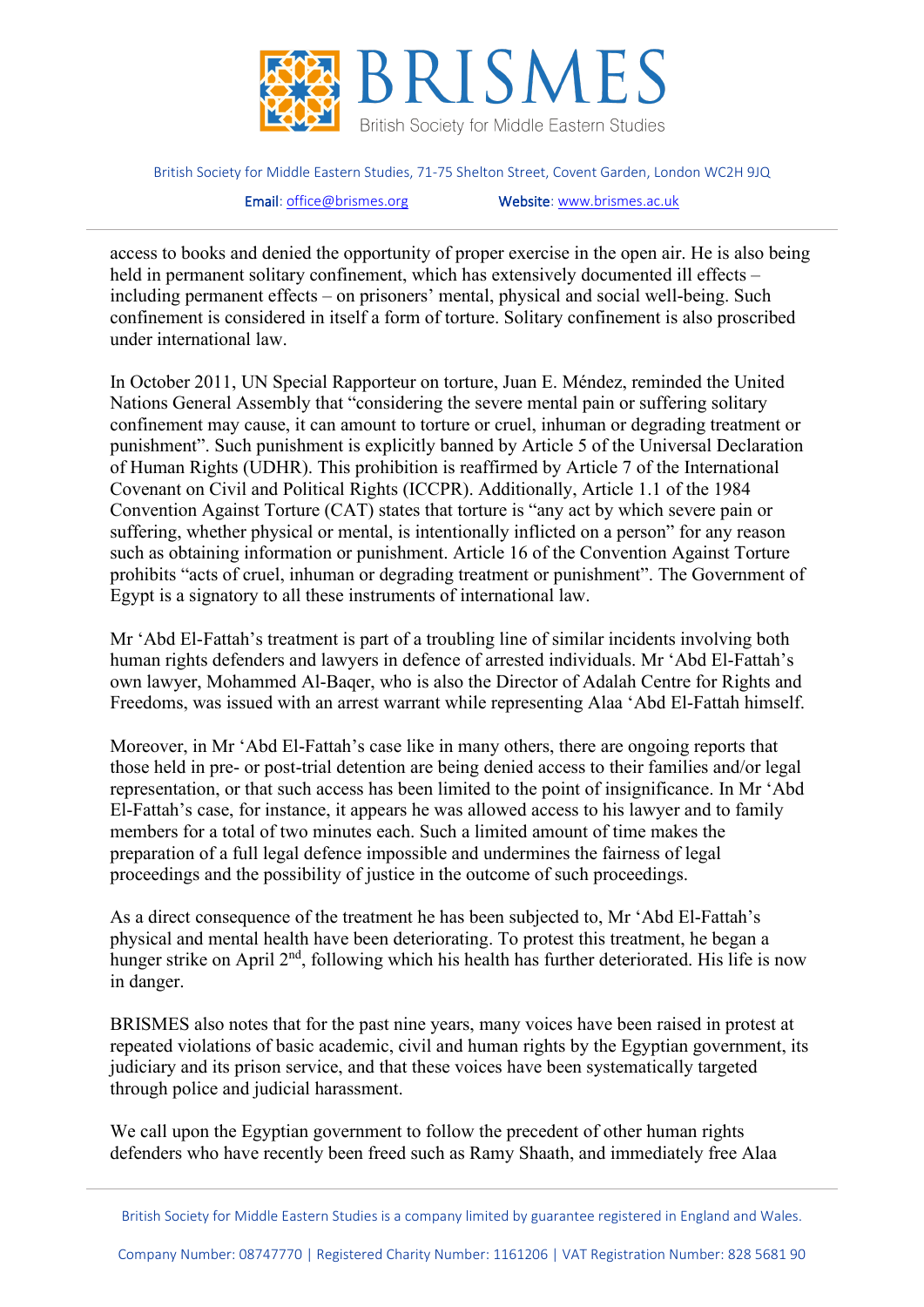access to books and denied the opportunity of proper exercise in the open air. He is also being held in permanent solitary confinement, which has extensively documented ill effects – including permanent effects – on prisoners' mental, physical and social well-being. Such confinement is considered in itself a form of torture. Solitary confinement is also proscribed under international law.

In October 2011, UN Special Rapporteur on torture, Juan E. Méndez, reminded the United Nations General Assembly that "considering the severe mental pain or suffering solitary confinement may cause, it can amount to torture or cruel, inhuman or degrading treatment or punishment". Such punishment is explicitly banned by Article 5 of the Universal Declaration of Human Rights (UDHR). This prohibition is reaffirmed by Article 7 of the International Covenant on Civil and Political Rights (ICCPR). Additionally, Article 1.1 of the 1984 Convention Against Torture (CAT) states that torture is "any act by which severe pain or suffering, whether physical or mental, is intentionally inflicted on a person" for any reason such as obtaining information or punishment. Article 16 of the Convention Against Torture prohibits "acts of cruel, inhuman or degrading treatment or punishment". The Government of Egypt is a signatory to all these instruments of international law.

Mr 'Abd El-Fattah's treatment is part of a troubling line of similar incidents involving both human rights defenders and lawyers in defence of arrested individuals. Mr 'Abd El-Fattah's own lawyer, Mohammed Al-Baqer, who is also the Director of Adalah Centre for Rights and Freedoms, was issued with an arrest warrant while representing Alaa 'Abd El-Fattah himself.

Moreover, in Mr 'Abd El-Fattah's case like in many others, there are ongoing reports that those held in pre- or post-trial detention are being denied access to their families and/or legal representation, or that such access has been limited to the point of insignificance. In Mr 'Abd El-Fattah's case, for instance, it appears he was allowed access to his lawyer and to family members for a total of two minutes each. Such a limited amount of time makes the preparation of a full legal defence impossible and undermines the fairness of legal proceedings and the possibility of justice in the outcome of such proceedings.

As a direct consequence of the treatment he has been subjected to, Mr 'Abd El-Fattah's physical and mental health have been deteriorating. To protest this treatment, he began a hunger strike on April 2nd, following which his health has further deteriorated. His life is now in danger.

BRISMES also notes that for the past nine years, many voices have been raised in protest at repeated violations of basic academic, civil and human rights by the Egyptian government, its judiciary and its prison service, and that these voices have been systematically targeted through police and judicial harassment.

We call upon the Egyptian government to follow the precedent of other human rights defenders who have recently been freed such as Ramy Shaath, and immediately free Alaa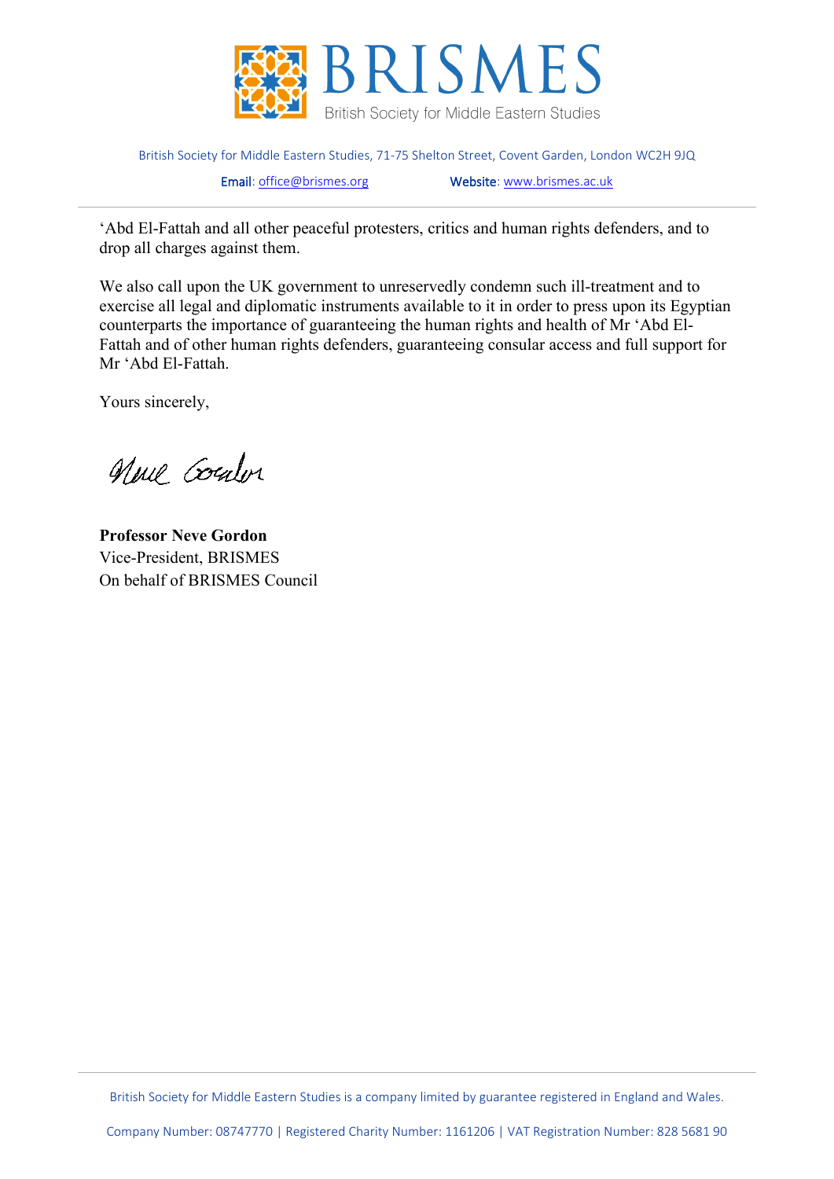'Abd El-Fattah and all other peaceful protesters, critics and human rights defenders, and to drop all charges against them.

We also call upon the UK government to unreservedly condemn such ill-treatment and to exercise all legal and diplomatic instruments available to it in order to press upon its Egyptian counterparts the importance of guaranteeing the human rights and health of Mr 'Abd El-Fattah and of other human rights defenders, guaranteeing consular access and full support for Mr 'Abd El-Fattah.

Yours sincerely,

**Professor Neve Gordon**
Vice-President, BRISMES
On behalf of BRISMES Council